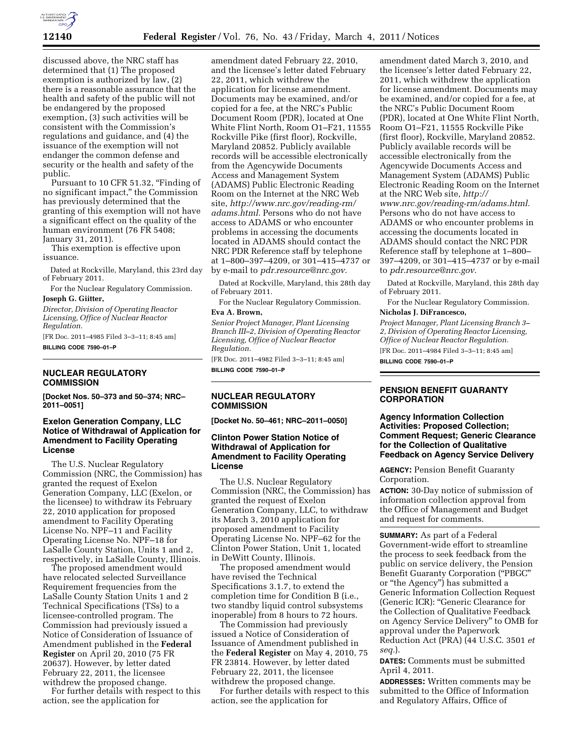discussed above, the NRC staff has determined that (1) The proposed exemption is authorized by law, (2) there is a reasonable assurance that the health and safety of the public will not be endangered by the proposed exemption, (3) such activities will be consistent with the Commission's regulations and guidance, and (4) the issuance of the exemption will not endanger the common defense and security or the health and safety of the public.

Pursuant to 10 CFR 51.32, "Finding of no significant impact," the Commission has previously determined that the granting of this exemption will not have a significant effect on the quality of the human environment (76 FR 5408; January 31, 2011).

This exemption is effective upon issuance.

Dated at Rockville, Maryland, this 23rd day of February 2011.

For the Nuclear Regulatory Commission.

**Joseph G. Giitter,**

*Director, Division of Operating Reactor Licensing, Office of Nuclear Reactor Regulation.*

[FR Doc. 2011–4985 Filed 3–3–11; 8:45 am]

**BILLING CODE 7590–01–P**

---

## NUCLEAR REGULATORY COMMISSION

**[Docket Nos. 50–373 and 50–374; NRC–2011–0051]**

### Exelon Generation Company, LLC Notice of Withdrawal of Application for Amendment to Facility Operating License

The U.S. Nuclear Regulatory Commission (NRC, the Commission) has granted the request of Exelon Generation Company, LLC (Exelon, or the licensee) to withdraw its February 22, 2010 application for proposed amendment to Facility Operating License No. NPF–11 and Facility Operating License No. NPF–18 for LaSalle County Station, Units 1 and 2, respectively, in LaSalle County, Illinois.

The proposed amendment would have relocated selected Surveillance Requirement frequencies from the LaSalle County Station Units 1 and 2 Technical Specifications (TSs) to a licensee-controlled program. The Commission had previously issued a Notice of Consideration of Issuance of Amendment published in the **Federal Register** on April 20, 2010 (75 FR 20637). However, by letter dated February 22, 2011, the licensee withdrew the proposed change.

For further details with respect to this action, see the application for amendment dated February 22, 2010, and the licensee's letter dated February 22, 2011, which withdrew the application for license amendment. Documents may be examined, and/or copied for a fee, at the NRC's Public Document Room (PDR), located at One White Flint North, Room O1–F21, 11555 Rockville Pike (first floor), Rockville, Maryland 20852. Publicly available records will be accessible electronically from the Agencywide Documents Access and Management System (ADAMS) Public Electronic Reading Room on the Internet at the NRC Web site, *http://www.nrc.gov/reading-rm/adams.html.* Persons who do not have access to ADAMS or who encounter problems in accessing the documents located in ADAMS should contact the NRC PDR Reference staff by telephone at 1–800–397–4209, or 301–415–4737 or by e-mail to *pdr.resource@nrc.gov.*

Dated at Rockville, Maryland, this 28th day of February 2011.

For the Nuclear Regulatory Commission.

**Eva A. Brown,**

*Senior Project Manager, Plant Licensing Branch III–2, Division of Operating Reactor Licensing, Office of Nuclear Reactor Regulation.*

[FR Doc. 2011–4982 Filed 3–3–11; 8:45 am]

**BILLING CODE 7590–01–P**

---

## NUCLEAR REGULATORY COMMISSION

**[Docket No. 50–461; NRC–2011–0050]**

### Clinton Power Station Notice of Withdrawal of Application for Amendment to Facility Operating License

The U.S. Nuclear Regulatory Commission (NRC, the Commission) has granted the request of Exelon Generation Company, LLC, to withdraw its March 3, 2010 application for proposed amendment to Facility Operating License No. NPF–62 for the Clinton Power Station, Unit 1, located in DeWitt County, Illinois.

The proposed amendment would have revised the Technical Specifications 3.1.7, to extend the completion time for Condition B (i.e., two standby liquid control subsystems inoperable) from 8 hours to 72 hours.

The Commission had previously issued a Notice of Consideration of Issuance of Amendment published in the **Federal Register** on May 4, 2010, 75 FR 23814. However, by letter dated February 22, 2011, the licensee withdrew the proposed change.

For further details with respect to this action, see the application for amendment dated March 3, 2010, and the licensee's letter dated February 22, 2011, which withdrew the application for license amendment. Documents may be examined, and/or copied for a fee, at the NRC's Public Document Room (PDR), located at One White Flint North, Room O1–F21, 11555 Rockville Pike (first floor), Rockville, Maryland 20852. Publicly available records will be accessible electronically from the Agencywide Documents Access and Management System (ADAMS) Public Electronic Reading Room on the Internet at the NRC Web site, *http://www.nrc.gov/reading-rm/adams.html.* Persons who do not have access to ADAMS or who encounter problems in accessing the documents located in ADAMS should contact the NRC PDR Reference staff by telephone at 1–800–397–4209, or 301–415–4737 or by e-mail to *pdr.resource@nrc.gov.*

Dated at Rockville, Maryland, this 28th day of February 2011.

For the Nuclear Regulatory Commission.

**Nicholas J. DiFrancesco,**

*Project Manager, Plant Licensing Branch 3–2, Division of Operating Reactor Licensing, Office of Nuclear Reactor Regulation.*

[FR Doc. 2011–4984 Filed 3–3–11; 8:45 am]

**BILLING CODE 7590–01–P**

---

## PENSION BENEFIT GUARANTY CORPORATION

### Agency Information Collection Activities: Proposed Collection; Comment Request; Generic Clearance for the Collection of Qualitative Feedback on Agency Service Delivery

**AGENCY:** Pension Benefit Guaranty Corporation.

**ACTION:** 30-Day notice of submission of information collection approval from the Office of Management and Budget and request for comments.

**SUMMARY:** As part of a Federal Government-wide effort to streamline the process to seek feedback from the public on service delivery, the Pension Benefit Guaranty Corporation ("PBGC" or "the Agency") has submitted a Generic Information Collection Request (Generic ICR): "Generic Clearance for the Collection of Qualitative Feedback on Agency Service Delivery" to OMB for approval under the Paperwork Reduction Act (PRA) (44 U.S.C. 3501 *et seq.*).

**DATES:** Comments must be submitted April 4, 2011.

**ADDRESSES:** Written comments may be submitted to the Office of Information and Regulatory Affairs, Office of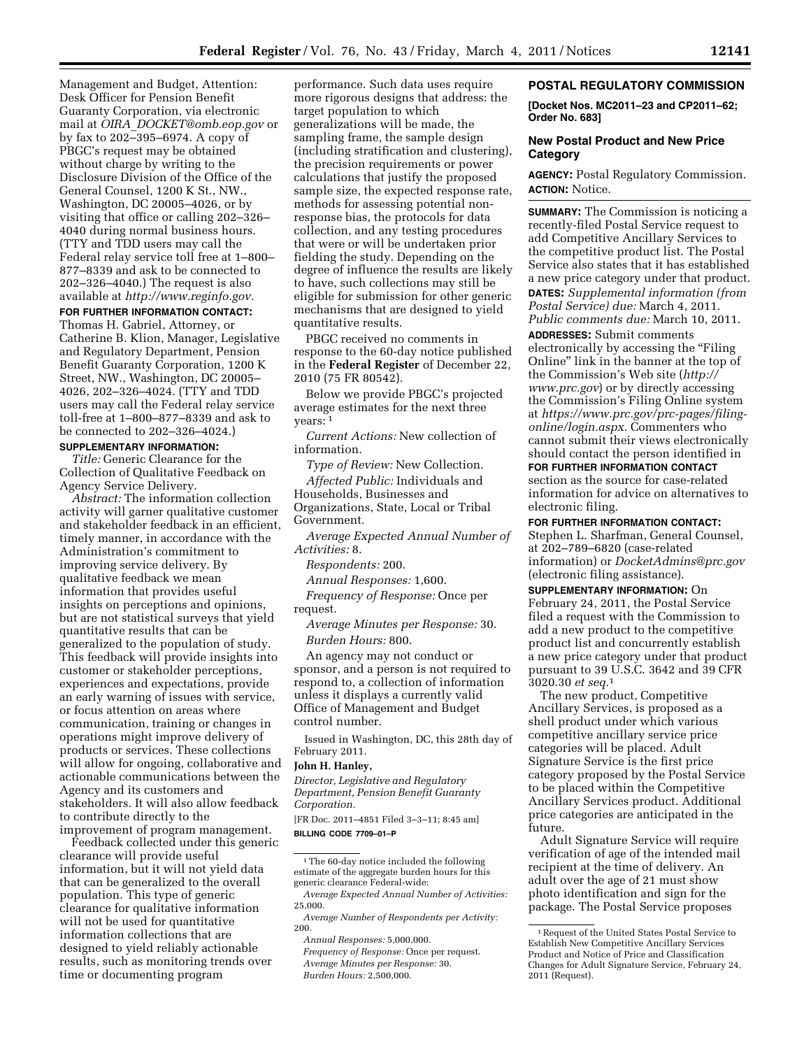Management and Budget, Attention: Desk Officer for Pension Benefit Guaranty Corporation, via electronic mail at *OIRA_DOCKET@omb.eop.gov* or by fax to 202–395–6974. A copy of PBGC's request may be obtained without charge by writing to the Disclosure Division of the Office of the General Counsel, 1200 K St., NW., Washington, DC 20005–4026, or by visiting that office or calling 202–326–4040 during normal business hours. (TTY and TDD users may call the Federal relay service toll free at 1–800–877–8339 and ask to be connected to 202–326–4040.) The request is also available at *http://www.reginfo.gov.*

**FOR FURTHER INFORMATION CONTACT:** Thomas H. Gabriel, Attorney, or Catherine B. Klion, Manager, Legislative and Regulatory Department, Pension Benefit Guaranty Corporation, 1200 K Street, NW., Washington, DC 20005–4026, 202–326–4024. (TTY and TDD users may call the Federal relay service toll-free at 1–800–877–8339 and ask to be connected to 202–326–4024.)

**SUPPLEMENTARY INFORMATION:**

*Title:* Generic Clearance for the Collection of Qualitative Feedback on Agency Service Delivery.

*Abstract:* The information collection activity will garner qualitative customer and stakeholder feedback in an efficient, timely manner, in accordance with the Administration's commitment to improving service delivery. By qualitative feedback we mean information that provides useful insights on perceptions and opinions, but are not statistical surveys that yield quantitative results that can be generalized to the population of study. This feedback will provide insights into customer or stakeholder perceptions, experiences and expectations, provide an early warning of issues with service, or focus attention on areas where communication, training or changes in operations might improve delivery of products or services. These collections will allow for ongoing, collaborative and actionable communications between the Agency and its customers and stakeholders. It will also allow feedback to contribute directly to the improvement of program management.

Feedback collected under this generic clearance will provide useful information, but it will not yield data that can be generalized to the overall population. This type of generic clearance for qualitative information will not be used for quantitative information collections that are designed to yield reliably actionable results, such as monitoring trends over time or documenting program performance. Such data uses require more rigorous designs that address: the target population to which generalizations will be made, the sampling frame, the sample design (including stratification and clustering), the precision requirements or power calculations that justify the proposed sample size, the expected response rate, methods for assessing potential non-response bias, the protocols for data collection, and any testing procedures that were or will be undertaken prior fielding the study. Depending on the degree of influence the results are likely to have, such collections may still be eligible for submission for other generic mechanisms that are designed to yield quantitative results.

PBGC received no comments in response to the 60-day notice published in the **Federal Register** of December 22, 2010 (75 FR 80542).

Below we provide PBGC's projected average estimates for the next three years: [1]

*Current Actions:* New collection of information.

*Type of Review:* New Collection.

*Affected Public:* Individuals and Households, Businesses and Organizations, State, Local or Tribal Government.

*Average Expected Annual Number of Activities:* 8.

*Respondents:* 200.

*Annual Responses:* 1,600.

*Frequency of Response:* Once per request.

*Average Minutes per Response:* 30.

*Burden Hours:* 800.

An agency may not conduct or sponsor, and a person is not required to respond to, a collection of information unless it displays a currently valid Office of Management and Budget control number.

Issued in Washington, DC, this 28th day of February 2011.

**John H. Hanley,**

*Director, Legislative and Regulatory Department, Pension Benefit Guaranty Corporation.*

[FR Doc. 2011–4851 Filed 3–3–11; 8:45 am]

**BILLING CODE 7709–01–P**

[1] The 60-day notice included the following estimate of the aggregate burden hours for this generic clearance Federal-wide:

*Average Expected Annual Number of Activities:* 25,000.

*Average Number of Respondents per Activity:* 200.

*Annual Responses:* 5,000,000.

*Frequency of Response:* Once per request.

*Average Minutes per Response:* 30.

*Burden Hours:* 2,500,000.

## POSTAL REGULATORY COMMISSION

**[Docket Nos. MC2011–23 and CP2011–62; Order No. 683]**

### New Postal Product and New Price Category

**AGENCY:** Postal Regulatory Commission.

**ACTION:** Notice.

**SUMMARY:** The Commission is noticing a recently-filed Postal Service request to add Competitive Ancillary Services to the competitive product list. The Postal Service also states that it has established a new price category under that product.

**DATES:** *Supplemental information (from Postal Service) due:* March 4, 2011. *Public comments due:* March 10, 2011.

**ADDRESSES:** Submit comments electronically by accessing the "Filing Online" link in the banner at the top of the Commission's Web site (*http://www.prc.gov*) or by directly accessing the Commission's Filing Online system at *https://www.prc.gov/prc-pages/filing-online/login.aspx.* Commenters who cannot submit their views electronically should contact the person identified in **FOR FURTHER INFORMATION CONTACT** section as the source for case-related information for advice on alternatives to electronic filing.

**FOR FURTHER INFORMATION CONTACT:** Stephen L. Sharfman, General Counsel, at 202–789–6820 (case-related information) or *DocketAdmins@prc.gov* (electronic filing assistance).

**SUPPLEMENTARY INFORMATION:** On February 24, 2011, the Postal Service filed a request with the Commission to add a new product to the competitive product list and concurrently establish a new price category under that product pursuant to 39 U.S.C. 3642 and 39 CFR 3020.30 *et seq.*[1]

The new product, Competitive Ancillary Services, is proposed as a shell product under which various competitive ancillary service price categories will be placed. Adult Signature Service is the first price category proposed by the Postal Service to be placed within the Competitive Ancillary Services product. Additional price categories are anticipated in the future.

Adult Signature Service will require verification of age of the intended mail recipient at the time of delivery. An adult over the age of 21 must show photo identification and sign for the package. The Postal Service proposes

[1] Request of the United States Postal Service to Establish New Competitive Ancillary Services Product and Notice of Price and Classification Changes for Adult Signature Service, February 24, 2011 (Request).